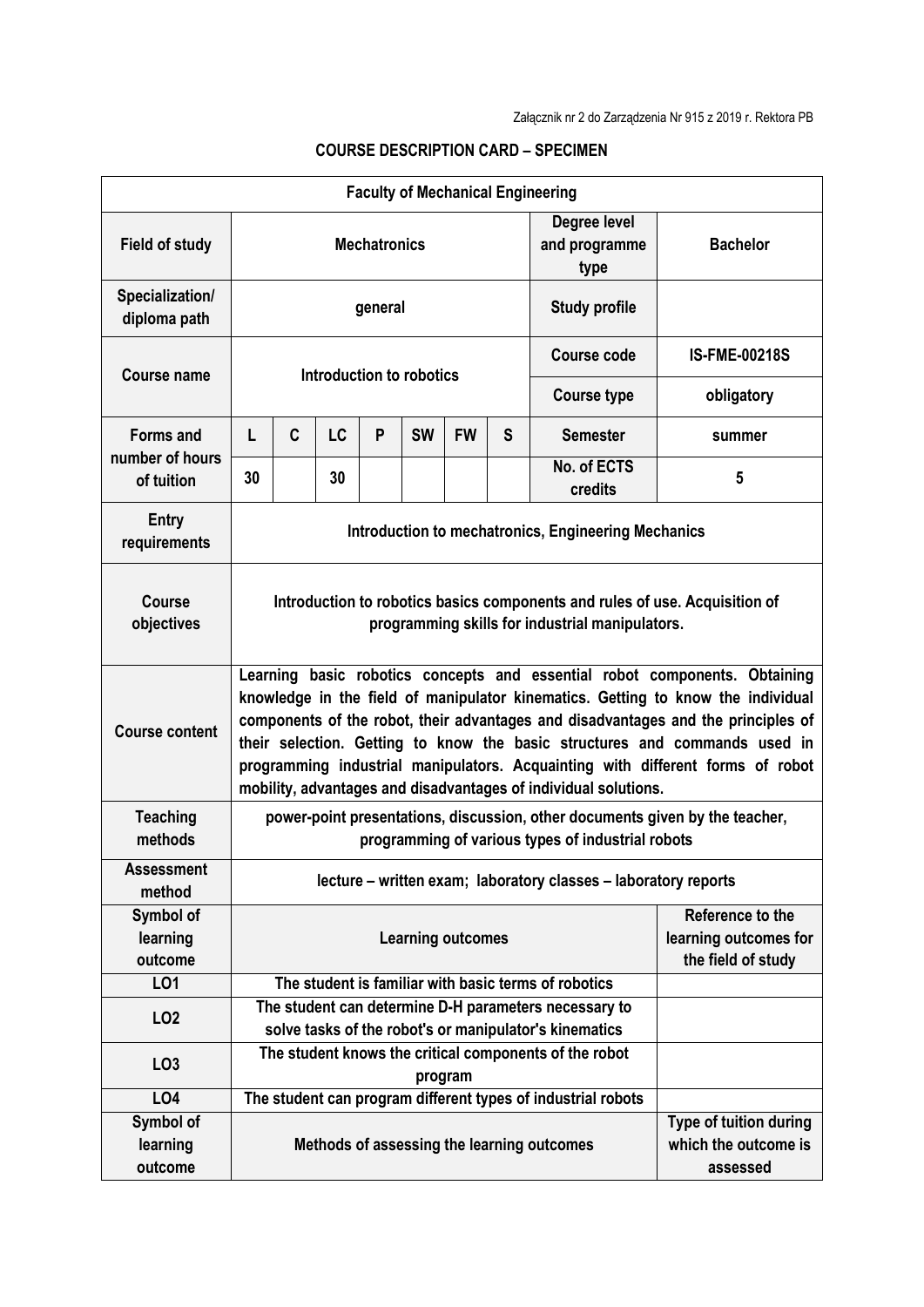Załącznik nr 2 do Zarządzenia Nr 915 z 2019 r. Rektora PB

# COURSE DESCRIPTION CARD – SPECIMEN

| Faculty of Mechanical Engineering | | | | | | | | | |
|---|---|---|---|---|---|---|---|---|---|
| **Field of study** | **Mechatronics** | | | | | | | **Degree level and programme type** | **Bachelor** |
| **Specialization/ diploma path** | **general** | | | | | | | **Study profile** | |
| **Course name** | **Introduction to robotics** | | | | | | | **Course code** | **IS-FME-00218S** |
| | | | | | | | | **Course type** | **obligatory** |
| **Forms and number of hours of tuition** | **L** | **C** | **LC** | **P** | **SW** | **FW** | **S** | **Semester** | **summer** |
| | **30** | | **30** | | | | | **No. of ECTS credits** | **5** |
| **Entry requirements** | **Introduction to mechatronics, Engineering Mechanics** | | | | | | | | |
| **Course objectives** | **Introduction to robotics basics components and rules of use. Acquisition of programming skills for industrial manipulators.** | | | | | | | | |
| **Course content** | **Learning basic robotics concepts and essential robot components. Obtaining knowledge in the field of manipulator kinematics. Getting to know the individual components of the robot, their advantages and disadvantages and the principles of their selection. Getting to know the basic structures and commands used in programming industrial manipulators. Acquainting with different forms of robot mobility, advantages and disadvantages of individual solutions.** | | | | | | | | |
| **Teaching methods** | **power-point presentations, discussion, other documents given by the teacher, programming of various types of industrial robots** | | | | | | | | |
| **Assessment method** | **lecture – written exam; laboratory classes – laboratory reports** | | | | | | | | |
| **Symbol of learning outcome** | **Learning outcomes** | | | | | | | | **Reference to the learning outcomes for the field of study** |
| **LO1** | **The student is familiar with basic terms of robotics** | | | | | | | | |
| **LO2** | **The student can determine D-H parameters necessary to solve tasks of the robot's or manipulator's kinematics** | | | | | | | | |
| **LO3** | **The student knows the critical components of the robot program** | | | | | | | | |
| **LO4** | **The student can program different types of industrial robots** | | | | | | | | |
| **Symbol of learning outcome** | **Methods of assessing the learning outcomes** | | | | | | | | **Type of tuition during which the outcome is assessed** |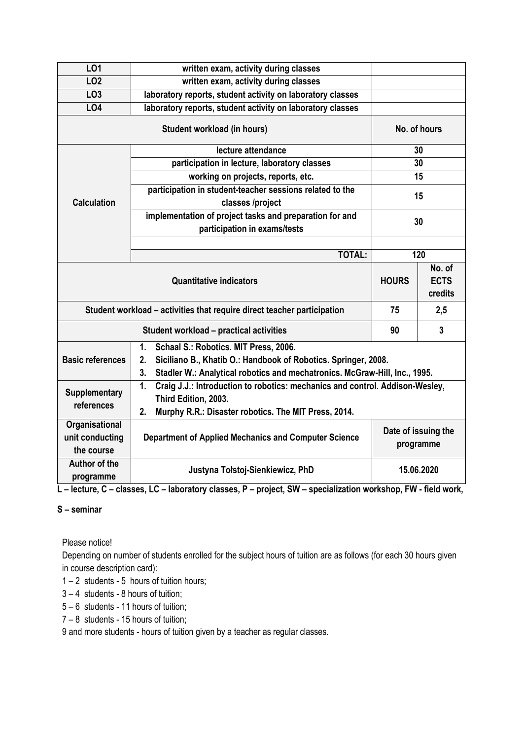| | | | |
|---|---|---|---|
| **LO1** | **written exam, activity during classes** | | |
| **LO2** | **written exam, activity during classes** | | |
| **LO3** | **laboratory reports, student activity on laboratory classes** | | |
| **LO4** | **laboratory reports, student activity on laboratory classes** | | |
| **Student workload (in hours)** | | **No. of hours** | |
| **Calculation** | **lecture attendance** | **30** | |
| | **participation in lecture, laboratory classes** | **30** | |
| | **working on projects, reports, etc.** | **15** | |
| | **participation in student-teacher sessions related to the classes /project** | **15** | |
| | **implementation of project tasks and preparation for and participation in exams/tests** | **30** | |
| | | | |
| | **TOTAL:** | **120** | |
| **Quantitative indicators** | | **HOURS** | **No. of ECTS credits** |
| **Student workload – activities that require direct teacher participation** | | **75** | **2,5** |
| **Student workload – practical activities** | | **90** | **3** |
| **Basic references** | **1. Schaal S.: Robotics. MIT Press, 2006.**<br>**2. Siciliano B., Khatib O.: Handbook of Robotics. Springer, 2008.**<br>**3. Stadler W.: Analytical robotics and mechatronics. McGraw-Hill, Inc., 1995.** | | |
| **Supplementary references** | **1. Craig J.J.: Introduction to robotics: mechanics and control. Addison-Wesley, Third Edition, 2003.**<br>**2. Murphy R.R.: Disaster robotics. The MIT Press, 2014.** | | |
| **Organisational unit conducting the course** | **Department of Applied Mechanics and Computer Science** | **Date of issuing the programme** | |
| **Author of the programme** | **Justyna Tołstoj-Sienkiewicz, PhD** | **15.06.2020** | |

**L – lecture, C – classes, LC – laboratory classes, P – project, SW – specialization workshop, FW - field work, S – seminar**

Please notice!

Depending on number of students enrolled for the subject hours of tuition are as follows (for each 30 hours given in course description card):

1 – 2 students - 5 hours of tuition hours;

3 – 4 students - 8 hours of tuition;

5 – 6 students - 11 hours of tuition;

7 – 8 students - 15 hours of tuition;

9 and more students - hours of tuition given by a teacher as regular classes.